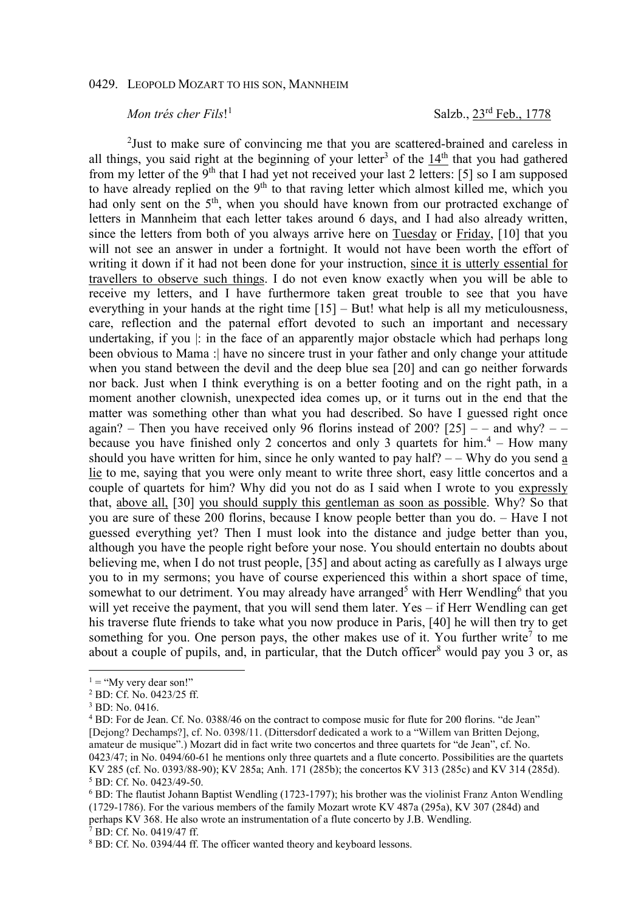0429. LEOPOLD MOZART TO HIS SON, MANNHEIM

*Mon trés cher Fils*![1] Salzb., 23rd Feb., 1778

[2]Just to make sure of convincing me that you are scattered-brained and careless in all things, you said right at the beginning of your letter[3] of the 14th that you had gathered from my letter of the 9th that I had yet not received your last 2 letters: [5] so I am supposed to have already replied on the 9th to that raving letter which almost killed me, which you had only sent on the 5th, when you should have known from our protracted exchange of letters in Mannheim that each letter takes around 6 days, and I had also already written, since the letters from both of you always arrive here on Tuesday or Friday, [10] that you will not see an answer in under a fortnight. It would not have been worth the effort of writing it down if it had not been done for your instruction, since it is utterly essential for travellers to observe such things. I do not even know exactly when you will be able to receive my letters, and I have furthermore taken great trouble to see that you have everything in your hands at the right time [15] – But! what help is all my meticulousness, care, reflection and the paternal effort devoted to such an important and necessary undertaking, if you |: in the face of an apparently major obstacle which had perhaps long been obvious to Mama :| have no sincere trust in your father and only change your attitude when you stand between the devil and the deep blue sea [20] and can go neither forwards nor back. Just when I think everything is on a better footing and on the right path, in a moment another clownish, unexpected idea comes up, or it turns out in the end that the matter was something other than what you had described. So have I guessed right once again? – Then you have received only 96 florins instead of 200? [25] – – and why? – – because you have finished only 2 concertos and only 3 quartets for him.[4] – How many should you have written for him, since he only wanted to pay half? – – Why do you send a lie to me, saying that you were only meant to write three short, easy little concertos and a couple of quartets for him? Why did you not do as I said when I wrote to you expressly that, above all, [30] you should supply this gentleman as soon as possible. Why? So that you are sure of these 200 florins, because I know people better than you do. – Have I not guessed everything yet? Then I must look into the distance and judge better than you, although you have the people right before your nose. You should entertain no doubts about believing me, when I do not trust people, [35] and about acting as carefully as I always urge you to in my sermons; you have of course experienced this within a short space of time, somewhat to our detriment. You may already have arranged[5] with Herr Wendling[6] that you will yet receive the payment, that you will send them later. Yes – if Herr Wendling can get his traverse flute friends to take what you now produce in Paris, [40] he will then try to get something for you. One person pays, the other makes use of it. You further write[7] to me about a couple of pupils, and, in particular, that the Dutch officer[8] would pay you 3 or, as

---

[1] = "My very dear son!"

[2] BD: Cf. No. 0423/25 ff.

[3] BD: No. 0416.

[4] BD: For de Jean. Cf. No. 0388/46 on the contract to compose music for flute for 200 florins. "de Jean" [Dejong? Dechamps?], cf. No. 0398/11. (Dittersdorf dedicated a work to a "Willem van Britten Dejong, amateur de musique".) Mozart did in fact write two concertos and three quartets for "de Jean", cf. No. 0423/47; in No. 0494/60-61 he mentions only three quartets and a flute concerto. Possibilities are the quartets KV 285 (cf. No. 0393/88-90); KV 285a; Anh. 171 (285b); the concertos KV 313 (285c) and KV 314 (285d).

[5] BD: Cf. No. 0423/49-50.

[6] BD: The flautist Johann Baptist Wendling (1723-1797); his brother was the violinist Franz Anton Wendling (1729-1786). For the various members of the family Mozart wrote KV 487a (295a), KV 307 (284d) and perhaps KV 368. He also wrote an instrumentation of a flute concerto by J.B. Wendling.

[7] BD: Cf. No. 0419/47 ff.

[8] BD: Cf. No. 0394/44 ff. The officer wanted theory and keyboard lessons.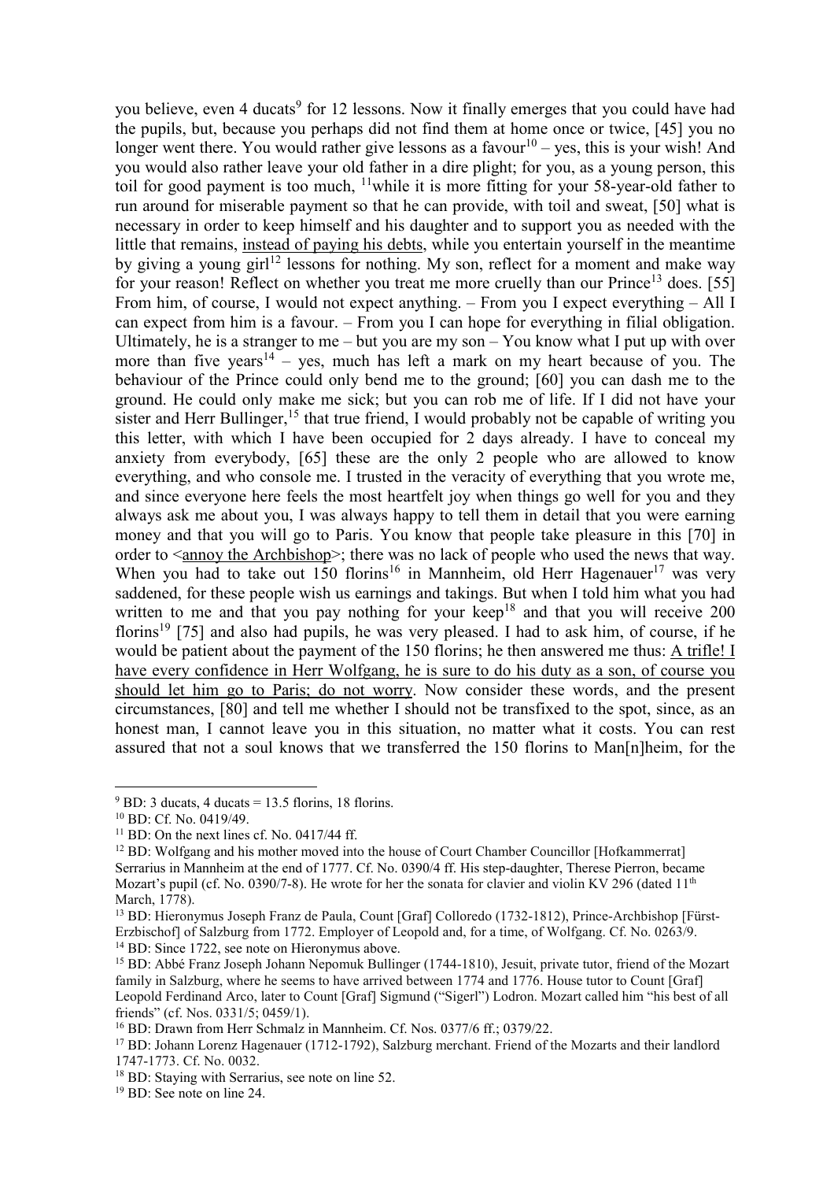you believe, even 4 ducats[9] for 12 lessons. Now it finally emerges that you could have had the pupils, but, because you perhaps did not find them at home once or twice, [45] you no longer went there. You would rather give lessons as a favour[10] – yes, this is your wish! And you would also rather leave your old father in a dire plight; for you, as a young person, this toil for good payment is too much, [11]while it is more fitting for your 58-year-old father to run around for miserable payment so that he can provide, with toil and sweat, [50] what is necessary in order to keep himself and his daughter and to support you as needed with the little that remains, instead of paying his debts, while you entertain yourself in the meantime by giving a young girl[12] lessons for nothing. My son, reflect for a moment and make way for your reason! Reflect on whether you treat me more cruelly than our Prince[13] does. [55] From him, of course, I would not expect anything. – From you I expect everything – All I can expect from him is a favour. – From you I can hope for everything in filial obligation. Ultimately, he is a stranger to me – but you are my son – You know what I put up with over more than five years[14] – yes, much has left a mark on my heart because of you. The behaviour of the Prince could only bend me to the ground; [60] you can dash me to the ground. He could only make me sick; but you can rob me of life. If I did not have your sister and Herr Bullinger,[15] that true friend, I would probably not be capable of writing you this letter, with which I have been occupied for 2 days already. I have to conceal my anxiety from everybody, [65] these are the only 2 people who are allowed to know everything, and who console me. I trusted in the veracity of everything that you wrote me, and since everyone here feels the most heartfelt joy when things go well for you and they always ask me about you, I was always happy to tell them in detail that you were earning money and that you will go to Paris. You know that people take pleasure in this [70] in order to <annoy the Archbishop>; there was no lack of people who used the news that way. When you had to take out 150 florins[16] in Mannheim, old Herr Hagenauer[17] was very saddened, for these people wish us earnings and takings. But when I told him what you had written to me and that you pay nothing for your keep[18] and that you will receive 200 florins[19] [75] and also had pupils, he was very pleased. I had to ask him, of course, if he would be patient about the payment of the 150 florins; he then answered me thus: A trifle! I have every confidence in Herr Wolfgang, he is sure to do his duty as a son, of course you should let him go to Paris; do not worry. Now consider these words, and the present circumstances, [80] and tell me whether I should not be transfixed to the spot, since, as an honest man, I cannot leave you in this situation, no matter what it costs. You can rest assured that not a soul knows that we transferred the 150 florins to Man[n]heim, for the

---

[9] BD: 3 ducats, 4 ducats = 13.5 florins, 18 florins.

[10] BD: Cf. No. 0419/49.

[11] BD: On the next lines cf. No. 0417/44 ff.

[12] BD: Wolfgang and his mother moved into the house of Court Chamber Councillor [Hofkammerrat] Serrarius in Mannheim at the end of 1777. Cf. No. 0390/4 ff. His step-daughter, Therese Pierron, became Mozart's pupil (cf. No. 0390/7-8). He wrote for her the sonata for clavier and violin KV 296 (dated 11th March, 1778).

[13] BD: Hieronymus Joseph Franz de Paula, Count [Graf] Colloredo (1732-1812), Prince-Archbishop [Fürst-Erzbischof] of Salzburg from 1772. Employer of Leopold and, for a time, of Wolfgang. Cf. No. 0263/9.

[14] BD: Since 1722, see note on Hieronymus above.

[15] BD: Abbé Franz Joseph Johann Nepomuk Bullinger (1744-1810), Jesuit, private tutor, friend of the Mozart family in Salzburg, where he seems to have arrived between 1774 and 1776. House tutor to Count [Graf] Leopold Ferdinand Arco, later to Count [Graf] Sigmund ("Sigerl") Lodron. Mozart called him "his best of all friends" (cf. Nos. 0331/5; 0459/1).

[16] BD: Drawn from Herr Schmalz in Mannheim. Cf. Nos. 0377/6 ff.; 0379/22.

[17] BD: Johann Lorenz Hagenauer (1712-1792), Salzburg merchant. Friend of the Mozarts and their landlord 1747-1773. Cf. No. 0032.

[18] BD: Staying with Serrarius, see note on line 52.

[19] BD: See note on line 24.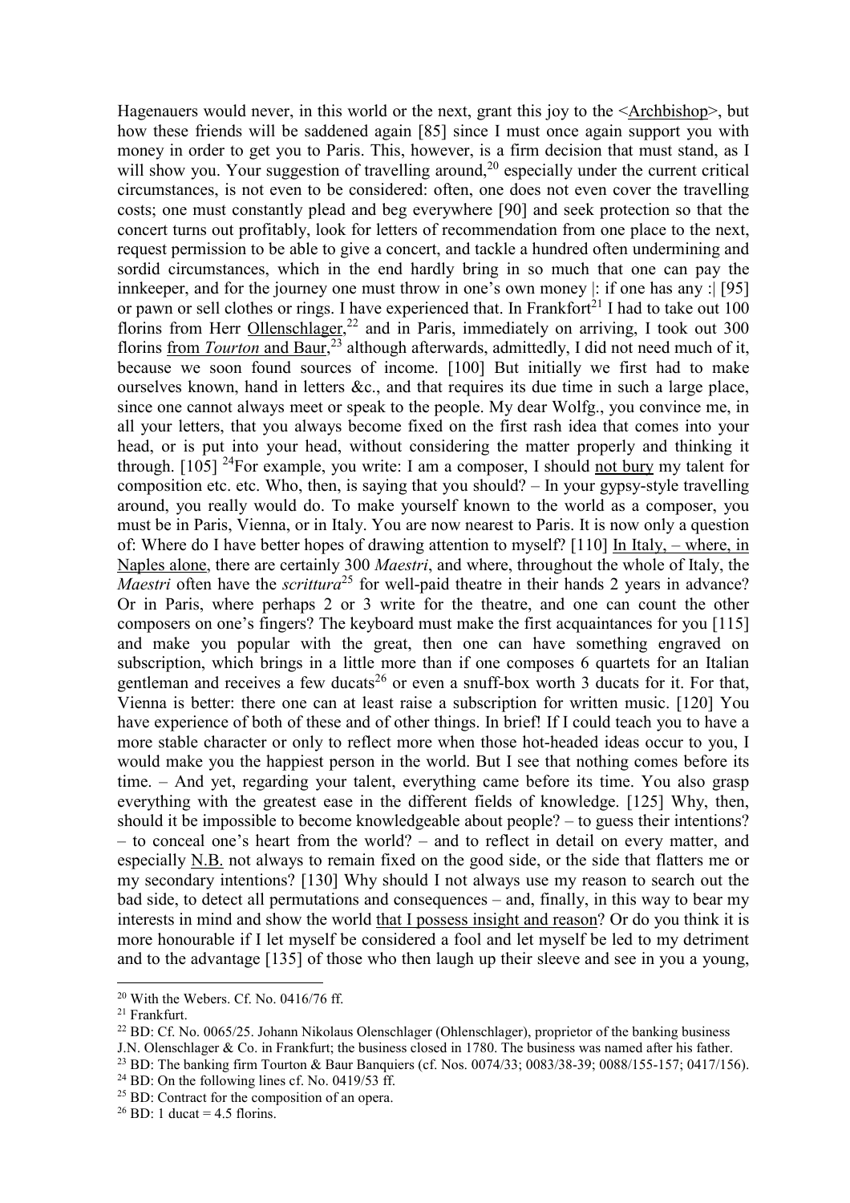Hagenauers would never, in this world or the next, grant this joy to the <Archbishop>, but how these friends will be saddened again [85] since I must once again support you with money in order to get you to Paris. This, however, is a firm decision that must stand, as I will show you. Your suggestion of travelling around,[20] especially under the current critical circumstances, is not even to be considered: often, one does not even cover the travelling costs; one must constantly plead and beg everywhere [90] and seek protection so that the concert turns out profitably, look for letters of recommendation from one place to the next, request permission to be able to give a concert, and tackle a hundred often undermining and sordid circumstances, which in the end hardly bring in so much that one can pay the innkeeper, and for the journey one must throw in one's own money |: if one has any :| [95] or pawn or sell clothes or rings. I have experienced that. In Frankfort[21] I had to take out 100 florins from Herr Ollenschlager,[22] and in Paris, immediately on arriving, I took out 300 florins from *Tourton* and Baur,[23] although afterwards, admittedly, I did not need much of it, because we soon found sources of income. [100] But initially we first had to make ourselves known, hand in letters &c., and that requires its due time in such a large place, since one cannot always meet or speak to the people. My dear Wolfg., you convince me, in all your letters, that you always become fixed on the first rash idea that comes into your head, or is put into your head, without considering the matter properly and thinking it through. [105] [24]For example, you write: I am a composer, I should not bury my talent for composition etc. etc. Who, then, is saying that you should? – In your gypsy-style travelling around, you really would do. To make yourself known to the world as a composer, you must be in Paris, Vienna, or in Italy. You are now nearest to Paris. It is now only a question of: Where do I have better hopes of drawing attention to myself? [110] In Italy, – where, in Naples alone, there are certainly 300 *Maestri*, and where, throughout the whole of Italy, the *Maestri* often have the *scrittura*[25] for well-paid theatre in their hands 2 years in advance? Or in Paris, where perhaps 2 or 3 write for the theatre, and one can count the other composers on one's fingers? The keyboard must make the first acquaintances for you [115] and make you popular with the great, then one can have something engraved on subscription, which brings in a little more than if one composes 6 quartets for an Italian gentleman and receives a few ducats[26] or even a snuff-box worth 3 ducats for it. For that, Vienna is better: there one can at least raise a subscription for written music. [120] You have experience of both of these and of other things. In brief! If I could teach you to have a more stable character or only to reflect more when those hot-headed ideas occur to you, I would make you the happiest person in the world. But I see that nothing comes before its time. – And yet, regarding your talent, everything came before its time. You also grasp everything with the greatest ease in the different fields of knowledge. [125] Why, then, should it be impossible to become knowledgeable about people? – to guess their intentions? – to conceal one's heart from the world? – and to reflect in detail on every matter, and especially N.B. not always to remain fixed on the good side, or the side that flatters me or my secondary intentions? [130] Why should I not always use my reason to search out the bad side, to detect all permutations and consequences – and, finally, in this way to bear my interests in mind and show the world that I possess insight and reason? Or do you think it is more honourable if I let myself be considered a fool and let myself be led to my detriment and to the advantage [135] of those who then laugh up their sleeve and see in you a young,

---

[20] With the Webers. Cf. No. 0416/76 ff.

[21] Frankfurt.

[22] BD: Cf. No. 0065/25. Johann Nikolaus Olenschlager (Ohlenschlager), proprietor of the banking business J.N. Olenschlager & Co. in Frankfurt; the business closed in 1780. The business was named after his father.

[23] BD: The banking firm Tourton & Baur Banquiers (cf. Nos. 0074/33; 0083/38-39; 0088/155-157; 0417/156).

[24] BD: On the following lines cf. No. 0419/53 ff.

[25] BD: Contract for the composition of an opera.

[26] BD: 1 ducat = 4.5 florins.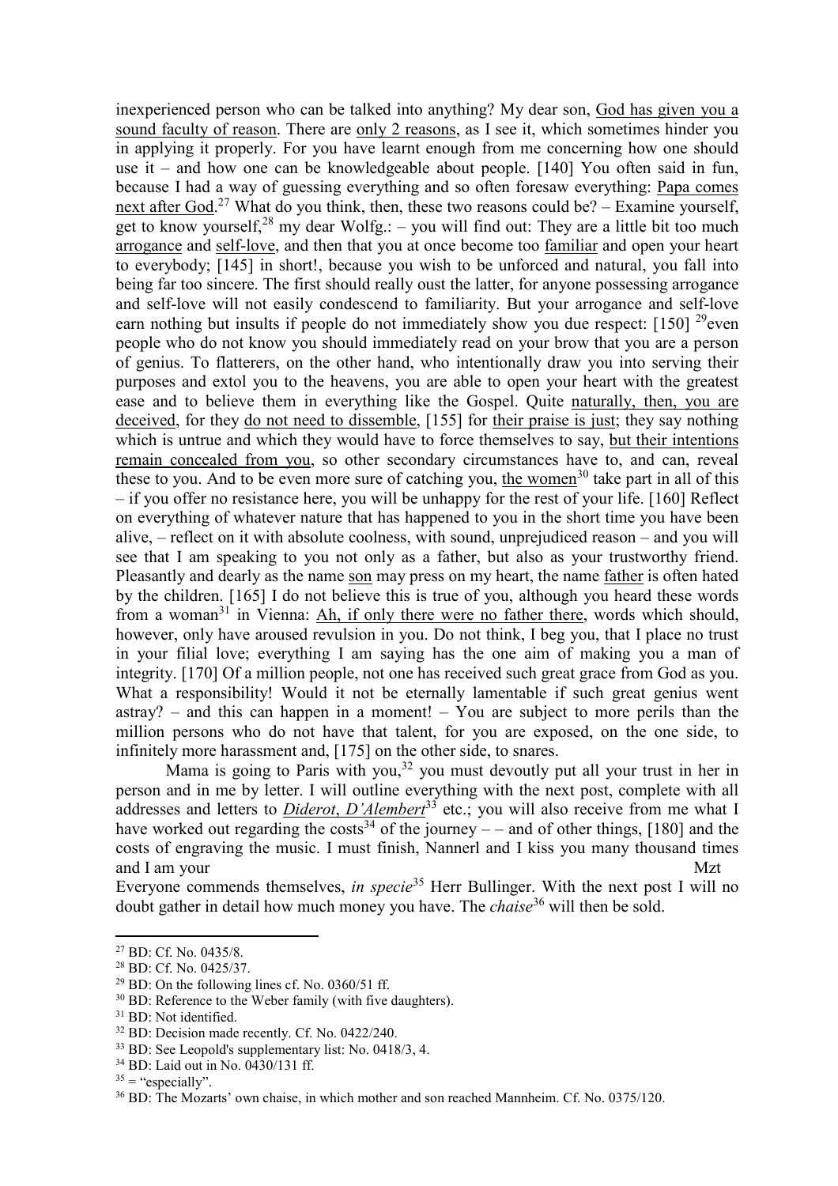inexperienced person who can be talked into anything? My dear son, God has given you a sound faculty of reason. There are only 2 reasons, as I see it, which sometimes hinder you in applying it properly. For you have learnt enough from me concerning how one should use it – and how one can be knowledgeable about people. [140] You often said in fun, because I had a way of guessing everything and so often foresaw everything: Papa comes next after God.[27] What do you think, then, these two reasons could be? – Examine yourself, get to know yourself,[28] my dear Wolfg.: – you will find out: They are a little bit too much arrogance and self-love, and then that you at once become too familiar and open your heart to everybody; [145] in short!, because you wish to be unforced and natural, you fall into being far too sincere. The first should really oust the latter, for anyone possessing arrogance and self-love will not easily condescend to familiarity. But your arrogance and self-love earn nothing but insults if people do not immediately show you due respect: [150] [29]even people who do not know you should immediately read on your brow that you are a person of genius. To flatterers, on the other hand, who intentionally draw you into serving their purposes and extol you to the heavens, you are able to open your heart with the greatest ease and to believe them in everything like the Gospel. Quite naturally, then, you are deceived, for they do not need to dissemble, [155] for their praise is just; they say nothing which is untrue and which they would have to force themselves to say, but their intentions remain concealed from you, so other secondary circumstances have to, and can, reveal these to you. And to be even more sure of catching you, the women[30] take part in all of this – if you offer no resistance here, you will be unhappy for the rest of your life. [160] Reflect on everything of whatever nature that has happened to you in the short time you have been alive, – reflect on it with absolute coolness, with sound, unprejudiced reason – and you will see that I am speaking to you not only as a father, but also as your trustworthy friend. Pleasantly and dearly as the name son may press on my heart, the name father is often hated by the children. [165] I do not believe this is true of you, although you heard these words from a woman[31] in Vienna: Ah, if only there were no father there, words which should, however, only have aroused revulsion in you. Do not think, I beg you, that I place no trust in your filial love; everything I am saying has the one aim of making you a man of integrity. [170] Of a million people, not one has received such great grace from God as you. What a responsibility! Would it not be eternally lamentable if such great genius went astray? – and this can happen in a moment! – You are subject to more perils than the million persons who do not have that talent, for you are exposed, on the one side, to infinitely more harassment and, [175] on the other side, to snares.

Mama is going to Paris with you,[32] you must devoutly put all your trust in her in person and in me by letter. I will outline everything with the next post, complete with all addresses and letters to *Diderot*, *D'Alembert*[33] etc.; you will also receive from me what I have worked out regarding the costs[34] of the journey – – and of other things, [180] and the costs of engraving the music. I must finish, Nannerl and I kiss you many thousand times and I am your Mzt

Everyone commends themselves, *in specie*[35] Herr Bullinger. With the next post I will no doubt gather in detail how much money you have. The *chaise*[36] will then be sold.

---

[27] BD: Cf. No. 0435/8.
[28] BD: Cf. No. 0425/37.
[29] BD: On the following lines cf. No. 0360/51 ff.
[30] BD: Reference to the Weber family (with five daughters).
[31] BD: Not identified.
[32] BD: Decision made recently. Cf. No. 0422/240.
[33] BD: See Leopold's supplementary list: No. 0418/3, 4.
[34] BD: Laid out in No. 0430/131 ff.
[35] = "especially".
[36] BD: The Mozarts' own chaise, in which mother and son reached Mannheim. Cf. No. 0375/120.